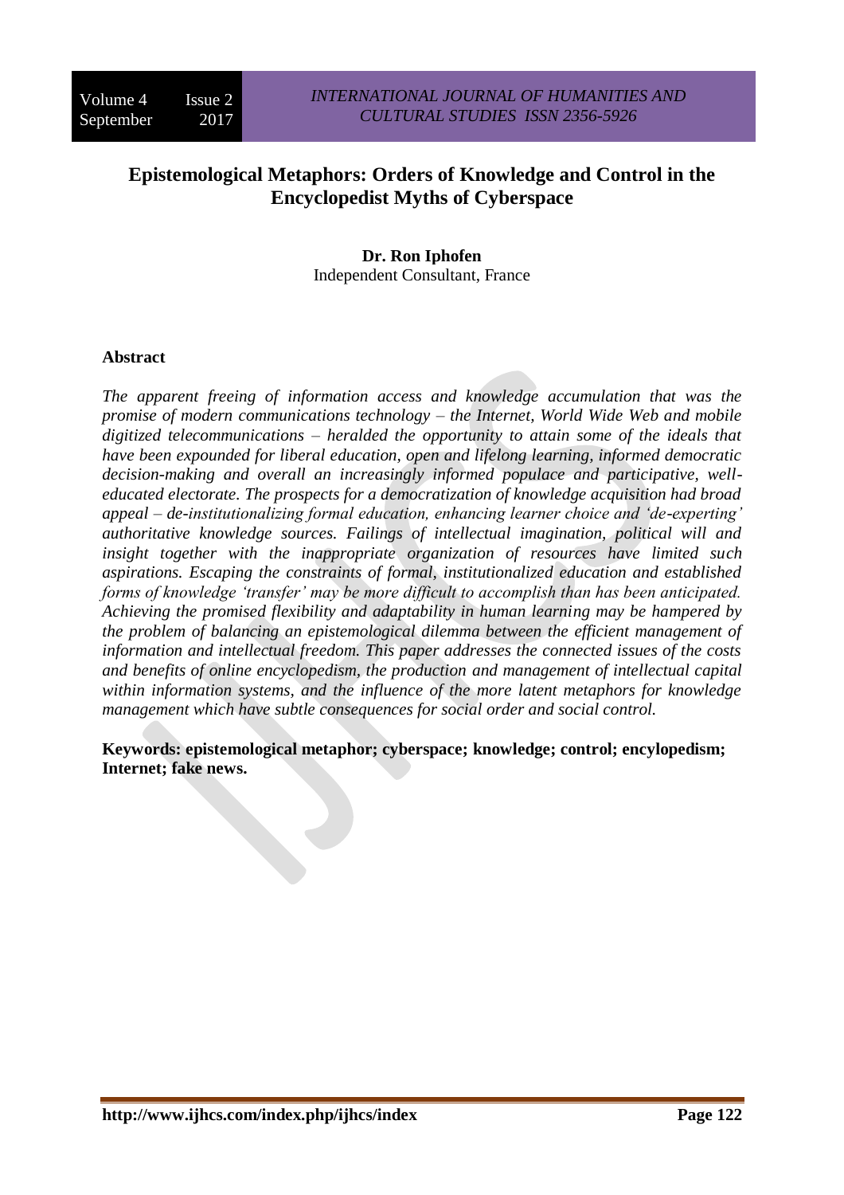# Epistemological Metaphors: Orders of Knowledge and Control in the Encyclopedist Myths of Cyberspace

**Dr. Ron Iphofen**
Independent Consultant, France

## Abstract

*The apparent freeing of information access and knowledge accumulation that was the promise of modern communications technology – the Internet, World Wide Web and mobile digitized telecommunications – heralded the opportunity to attain some of the ideals that have been expounded for liberal education, open and lifelong learning, informed democratic decision-making and overall an increasingly informed populace and participative, well-educated electorate. The prospects for a democratization of knowledge acquisition had broad appeal – de-institutionalizing formal education, enhancing learner choice and 'de-experting' authoritative knowledge sources. Failings of intellectual imagination, political will and insight together with the inappropriate organization of resources have limited such aspirations. Escaping the constraints of formal, institutionalized education and established forms of knowledge 'transfer' may be more difficult to accomplish than has been anticipated. Achieving the promised flexibility and adaptability in human learning may be hampered by the problem of balancing an epistemological dilemma between the efficient management of information and intellectual freedom. This paper addresses the connected issues of the costs and benefits of online encyclopedism, the production and management of intellectual capital within information systems, and the influence of the more latent metaphors for knowledge management which have subtle consequences for social order and social control.*

**Keywords: epistemological metaphor; cyberspace; knowledge; control; encylopedism; Internet; fake news.**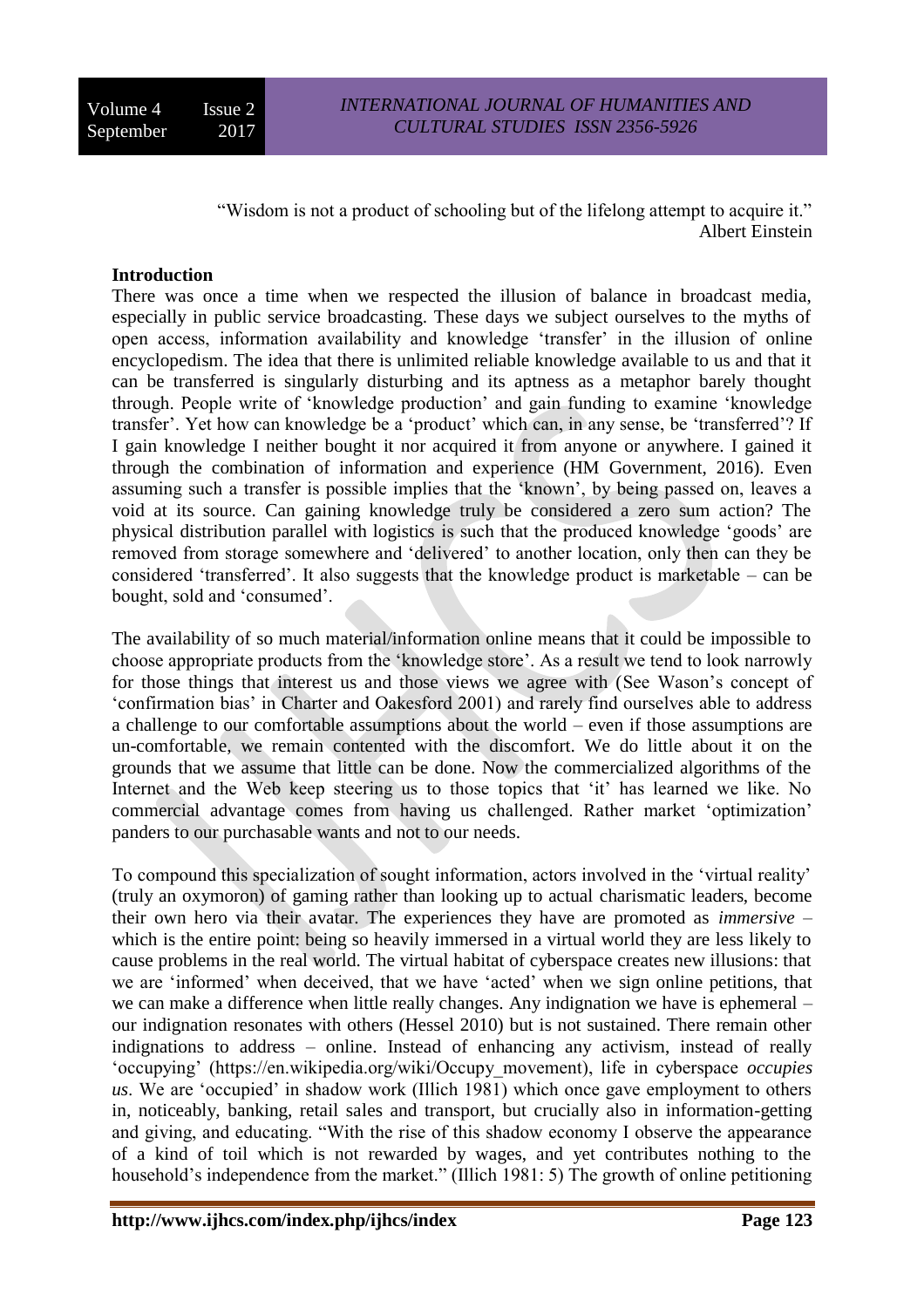> "Wisdom is not a product of schooling but of the lifelong attempt to acquire it."
> Albert Einstein

## Introduction

There was once a time when we respected the illusion of balance in broadcast media, especially in public service broadcasting. These days we subject ourselves to the myths of open access, information availability and knowledge 'transfer' in the illusion of online encyclopedism. The idea that there is unlimited reliable knowledge available to us and that it can be transferred is singularly disturbing and its aptness as a metaphor barely thought through. People write of 'knowledge production' and gain funding to examine 'knowledge transfer'. Yet how can knowledge be a 'product' which can, in any sense, be 'transferred'? If I gain knowledge I neither bought it nor acquired it from anyone or anywhere. I gained it through the combination of information and experience (HM Government, 2016). Even assuming such a transfer is possible implies that the 'known', by being passed on, leaves a void at its source. Can gaining knowledge truly be considered a zero sum action? The physical distribution parallel with logistics is such that the produced knowledge 'goods' are removed from storage somewhere and 'delivered' to another location, only then can they be considered 'transferred'. It also suggests that the knowledge product is marketable – can be bought, sold and 'consumed'.

The availability of so much material/information online means that it could be impossible to choose appropriate products from the 'knowledge store'. As a result we tend to look narrowly for those things that interest us and those views we agree with (See Wason's concept of 'confirmation bias' in Charter and Oakesford 2001) and rarely find ourselves able to address a challenge to our comfortable assumptions about the world – even if those assumptions are un-comfortable, we remain contented with the discomfort. We do little about it on the grounds that we assume that little can be done. Now the commercialized algorithms of the Internet and the Web keep steering us to those topics that 'it' has learned we like. No commercial advantage comes from having us challenged. Rather market 'optimization' panders to our purchasable wants and not to our needs.

To compound this specialization of sought information, actors involved in the 'virtual reality' (truly an oxymoron) of gaming rather than looking up to actual charismatic leaders, become their own hero via their avatar. The experiences they have are promoted as *immersive* – which is the entire point: being so heavily immersed in a virtual world they are less likely to cause problems in the real world. The virtual habitat of cyberspace creates new illusions: that we are 'informed' when deceived, that we have 'acted' when we sign online petitions, that we can make a difference when little really changes. Any indignation we have is ephemeral – our indignation resonates with others (Hessel 2010) but is not sustained. There remain other indignations to address – online. Instead of enhancing any activism, instead of really 'occupying' (https://en.wikipedia.org/wiki/Occupy_movement), life in cyberspace *occupies us*. We are 'occupied' in shadow work (Illich 1981) which once gave employment to others in, noticeably, banking, retail sales and transport, but crucially also in information-getting and giving, and educating. "With the rise of this shadow economy I observe the appearance of a kind of toil which is not rewarded by wages, and yet contributes nothing to the household's independence from the market." (Illich 1981: 5) The growth of online petitioning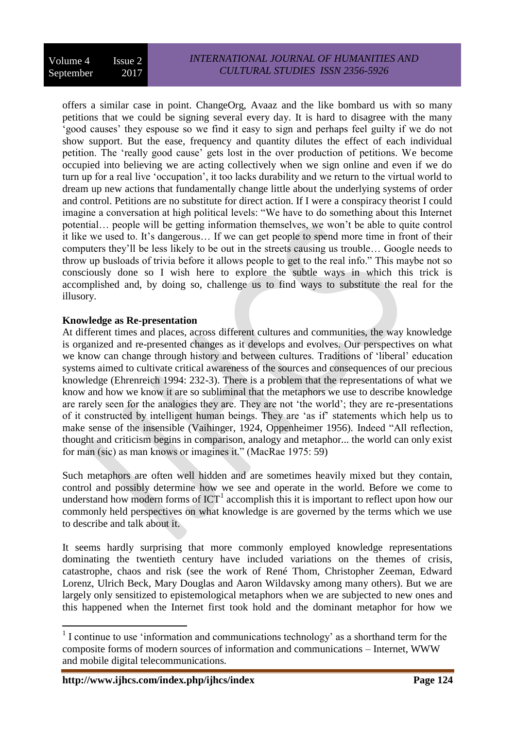offers a similar case in point. ChangeOrg, Avaaz and the like bombard us with so many petitions that we could be signing several every day. It is hard to disagree with the many 'good causes' they espouse so we find it easy to sign and perhaps feel guilty if we do not show support. But the ease, frequency and quantity dilutes the effect of each individual petition. The 'really good cause' gets lost in the over production of petitions. We become occupied into believing we are acting collectively when we sign online and even if we do turn up for a real live 'occupation', it too lacks durability and we return to the virtual world to dream up new actions that fundamentally change little about the underlying systems of order and control. Petitions are no substitute for direct action. If I were a conspiracy theorist I could imagine a conversation at high political levels: "We have to do something about this Internet potential… people will be getting information themselves, we won't be able to quite control it like we used to. It's dangerous… If we can get people to spend more time in front of their computers they'll be less likely to be out in the streets causing us trouble… Google needs to throw up busloads of trivia before it allows people to get to the real info." This maybe not so consciously done so I wish here to explore the subtle ways in which this trick is accomplished and, by doing so, challenge us to find ways to substitute the real for the illusory.

**Knowledge as Re-presentation**

At different times and places, across different cultures and communities, the way knowledge is organized and re-presented changes as it develops and evolves. Our perspectives on what we know can change through history and between cultures. Traditions of 'liberal' education systems aimed to cultivate critical awareness of the sources and consequences of our precious knowledge (Ehrenreich 1994: 232-3). There is a problem that the representations of what we know and how we know it are so subliminal that the metaphors we use to describe knowledge are rarely seen for the analogies they are. They are not 'the world'; they are re-presentations of it constructed by intelligent human beings. They are 'as if' statements which help us to make sense of the insensible (Vaihinger, 1924, Oppenheimer 1956). Indeed "All reflection, thought and criticism begins in comparison, analogy and metaphor... the world can only exist for man (sic) as man knows or imagines it." (MacRae 1975: 59)

Such metaphors are often well hidden and are sometimes heavily mixed but they contain, control and possibly determine how we see and operate in the world. Before we come to understand how modern forms of ICT[1] accomplish this it is important to reflect upon how our commonly held perspectives on what knowledge is are governed by the terms which we use to describe and talk about it.

It seems hardly surprising that more commonly employed knowledge representations dominating the twentieth century have included variations on the themes of crisis, catastrophe, chaos and risk (see the work of René Thom, Christopher Zeeman, Edward Lorenz, Ulrich Beck, Mary Douglas and Aaron Wildavsky among many others). But we are largely only sensitized to epistemological metaphors when we are subjected to new ones and this happened when the Internet first took hold and the dominant metaphor for how we

[1] I continue to use 'information and communications technology' as a shorthand term for the composite forms of modern sources of information and communications – Internet, WWW and mobile digital telecommunications.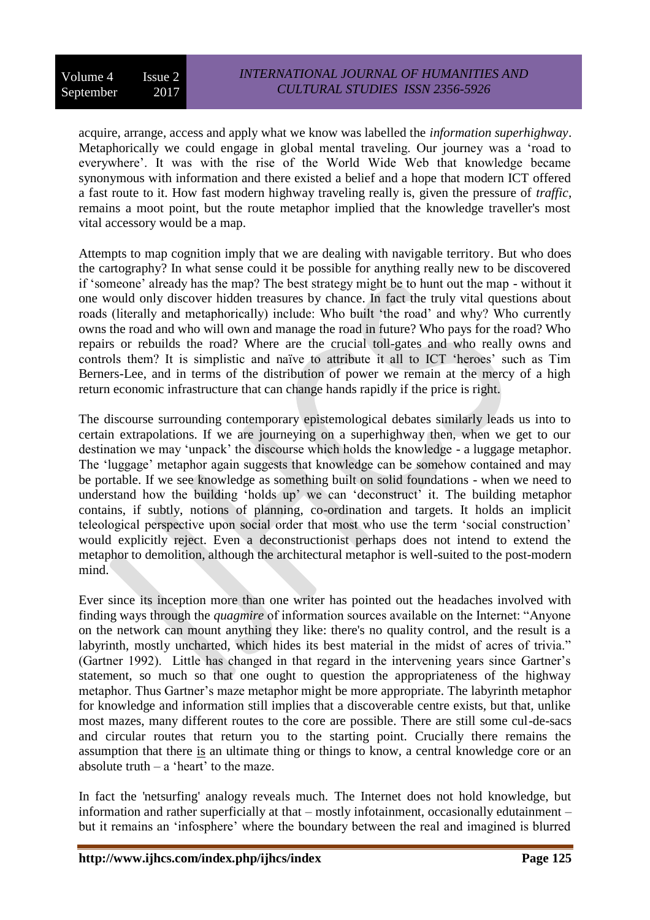acquire, arrange, access and apply what we know was labelled the *information superhighway*. Metaphorically we could engage in global mental traveling. Our journey was a 'road to everywhere'. It was with the rise of the World Wide Web that knowledge became synonymous with information and there existed a belief and a hope that modern ICT offered a fast route to it. How fast modern highway traveling really is, given the pressure of *traffic*, remains a moot point, but the route metaphor implied that the knowledge traveller's most vital accessory would be a map.

Attempts to map cognition imply that we are dealing with navigable territory. But who does the cartography? In what sense could it be possible for anything really new to be discovered if 'someone' already has the map? The best strategy might be to hunt out the map - without it one would only discover hidden treasures by chance. In fact the truly vital questions about roads (literally and metaphorically) include: Who built 'the road' and why? Who currently owns the road and who will own and manage the road in future? Who pays for the road? Who repairs or rebuilds the road? Where are the crucial toll-gates and who really owns and controls them? It is simplistic and naïve to attribute it all to ICT 'heroes' such as Tim Berners-Lee, and in terms of the distribution of power we remain at the mercy of a high return economic infrastructure that can change hands rapidly if the price is right.

The discourse surrounding contemporary epistemological debates similarly leads us into to certain extrapolations. If we are journeying on a superhighway then, when we get to our destination we may 'unpack' the discourse which holds the knowledge - a luggage metaphor. The 'luggage' metaphor again suggests that knowledge can be somehow contained and may be portable. If we see knowledge as something built on solid foundations - when we need to understand how the building 'holds up' we can 'deconstruct' it. The building metaphor contains, if subtly, notions of planning, co-ordination and targets. It holds an implicit teleological perspective upon social order that most who use the term 'social construction' would explicitly reject. Even a deconstructionist perhaps does not intend to extend the metaphor to demolition, although the architectural metaphor is well-suited to the post-modern mind.

Ever since its inception more than one writer has pointed out the headaches involved with finding ways through the *quagmire* of information sources available on the Internet: "Anyone on the network can mount anything they like: there's no quality control, and the result is a labyrinth, mostly uncharted, which hides its best material in the midst of acres of trivia." (Gartner 1992). Little has changed in that regard in the intervening years since Gartner's statement, so much so that one ought to question the appropriateness of the highway metaphor. Thus Gartner's maze metaphor might be more appropriate. The labyrinth metaphor for knowledge and information still implies that a discoverable centre exists, but that, unlike most mazes, many different routes to the core are possible. There are still some cul-de-sacs and circular routes that return you to the starting point. Crucially there remains the assumption that there <u>is</u> an ultimate thing or things to know, a central knowledge core or an absolute truth – a 'heart' to the maze.

In fact the 'netsurfing' analogy reveals much. The Internet does not hold knowledge, but information and rather superficially at that – mostly infotainment, occasionally edutainment – but it remains an 'infosphere' where the boundary between the real and imagined is blurred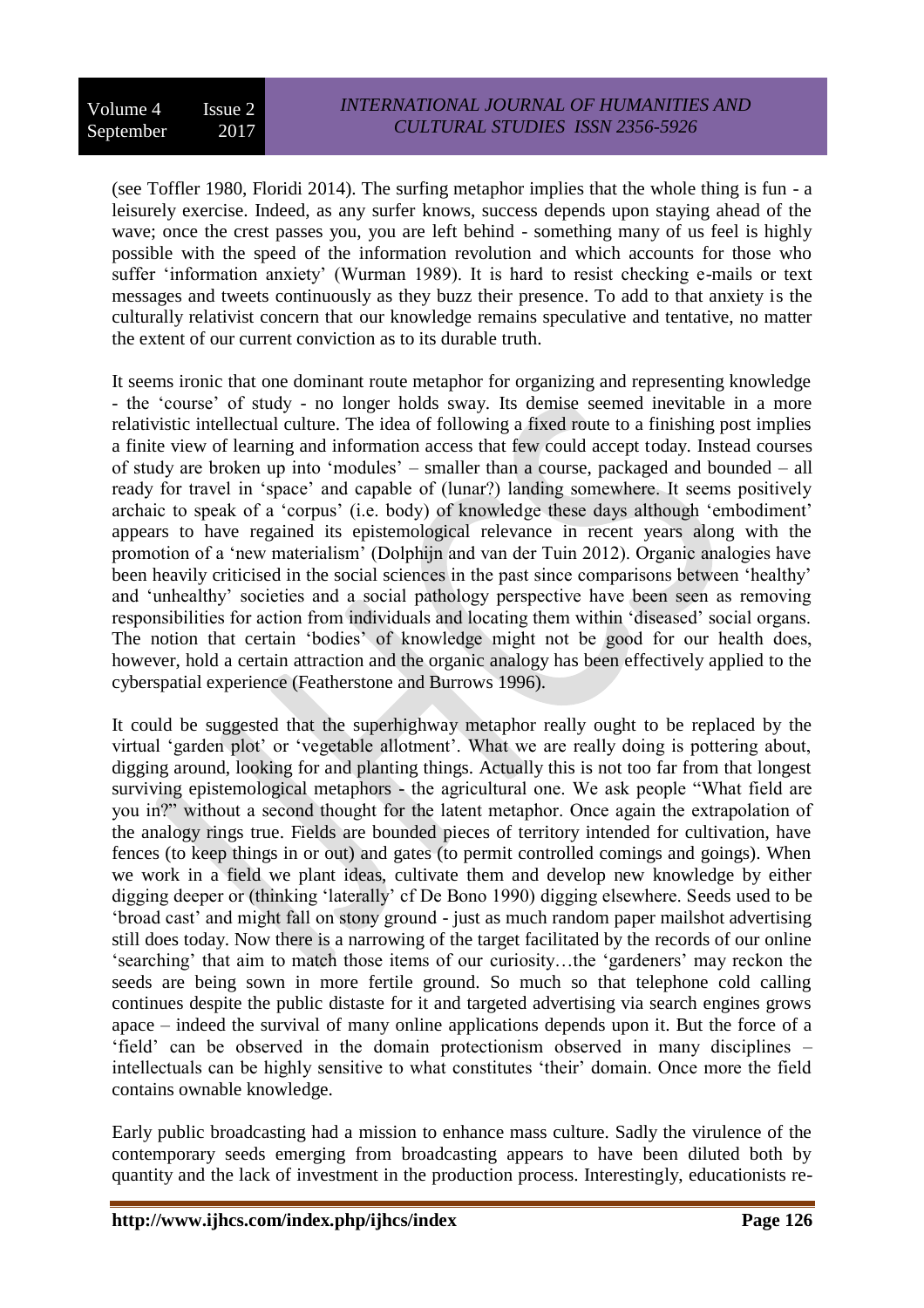(see Toffler 1980, Floridi 2014). The surfing metaphor implies that the whole thing is fun - a leisurely exercise. Indeed, as any surfer knows, success depends upon staying ahead of the wave; once the crest passes you, you are left behind - something many of us feel is highly possible with the speed of the information revolution and which accounts for those who suffer 'information anxiety' (Wurman 1989). It is hard to resist checking e-mails or text messages and tweets continuously as they buzz their presence. To add to that anxiety is the culturally relativist concern that our knowledge remains speculative and tentative, no matter the extent of our current conviction as to its durable truth.

It seems ironic that one dominant route metaphor for organizing and representing knowledge - the 'course' of study - no longer holds sway. Its demise seemed inevitable in a more relativistic intellectual culture. The idea of following a fixed route to a finishing post implies a finite view of learning and information access that few could accept today. Instead courses of study are broken up into 'modules' – smaller than a course, packaged and bounded – all ready for travel in 'space' and capable of (lunar?) landing somewhere. It seems positively archaic to speak of a 'corpus' (i.e. body) of knowledge these days although 'embodiment' appears to have regained its epistemological relevance in recent years along with the promotion of a 'new materialism' (Dolphijn and van der Tuin 2012). Organic analogies have been heavily criticised in the social sciences in the past since comparisons between 'healthy' and 'unhealthy' societies and a social pathology perspective have been seen as removing responsibilities for action from individuals and locating them within 'diseased' social organs. The notion that certain 'bodies' of knowledge might not be good for our health does, however, hold a certain attraction and the organic analogy has been effectively applied to the cyberspatial experience (Featherstone and Burrows 1996).

It could be suggested that the superhighway metaphor really ought to be replaced by the virtual 'garden plot' or 'vegetable allotment'. What we are really doing is pottering about, digging around, looking for and planting things. Actually this is not too far from that longest surviving epistemological metaphors - the agricultural one. We ask people "What field are you in?" without a second thought for the latent metaphor. Once again the extrapolation of the analogy rings true. Fields are bounded pieces of territory intended for cultivation, have fences (to keep things in or out) and gates (to permit controlled comings and goings). When we work in a field we plant ideas, cultivate them and develop new knowledge by either digging deeper or (thinking 'laterally' cf De Bono 1990) digging elsewhere. Seeds used to be 'broad cast' and might fall on stony ground - just as much random paper mailshot advertising still does today. Now there is a narrowing of the target facilitated by the records of our online 'searching' that aim to match those items of our curiosity…the 'gardeners' may reckon the seeds are being sown in more fertile ground. So much so that telephone cold calling continues despite the public distaste for it and targeted advertising via search engines grows apace – indeed the survival of many online applications depends upon it. But the force of a 'field' can be observed in the domain protectionism observed in many disciplines – intellectuals can be highly sensitive to what constitutes 'their' domain. Once more the field contains ownable knowledge.

Early public broadcasting had a mission to enhance mass culture. Sadly the virulence of the contemporary seeds emerging from broadcasting appears to have been diluted both by quantity and the lack of investment in the production process. Interestingly, educationists re-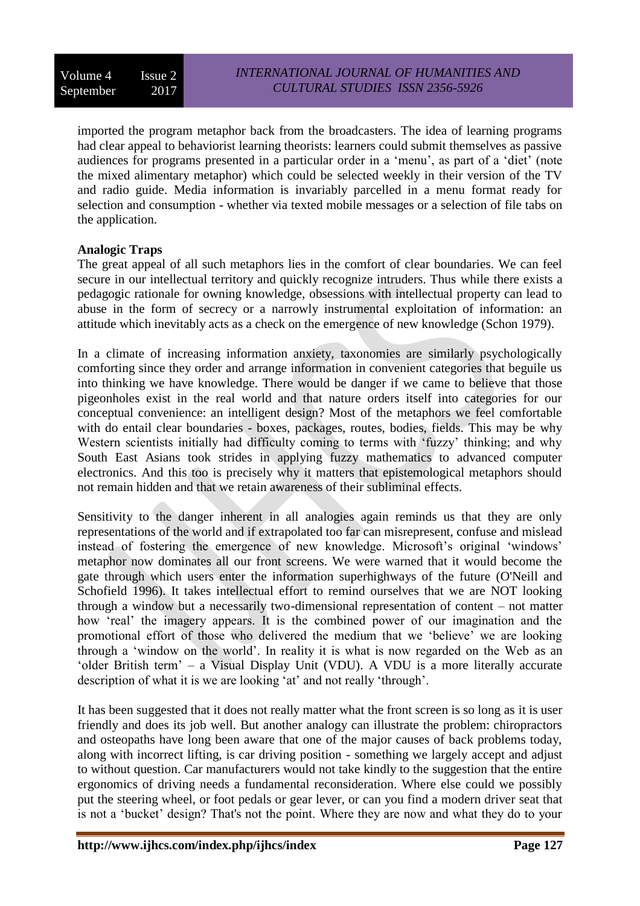imported the program metaphor back from the broadcasters. The idea of learning programs had clear appeal to behaviorist learning theorists: learners could submit themselves as passive audiences for programs presented in a particular order in a 'menu', as part of a 'diet' (note the mixed alimentary metaphor) which could be selected weekly in their version of the TV and radio guide. Media information is invariably parcelled in a menu format ready for selection and consumption - whether via texted mobile messages or a selection of file tabs on the application.

**Analogic Traps**

The great appeal of all such metaphors lies in the comfort of clear boundaries. We can feel secure in our intellectual territory and quickly recognize intruders. Thus while there exists a pedagogic rationale for owning knowledge, obsessions with intellectual property can lead to abuse in the form of secrecy or a narrowly instrumental exploitation of information: an attitude which inevitably acts as a check on the emergence of new knowledge (Schon 1979).

In a climate of increasing information anxiety, taxonomies are similarly psychologically comforting since they order and arrange information in convenient categories that beguile us into thinking we have knowledge. There would be danger if we came to believe that those pigeonholes exist in the real world and that nature orders itself into categories for our conceptual convenience: an intelligent design? Most of the metaphors we feel comfortable with do entail clear boundaries - boxes, packages, routes, bodies, fields. This may be why Western scientists initially had difficulty coming to terms with 'fuzzy' thinking; and why South East Asians took strides in applying fuzzy mathematics to advanced computer electronics. And this too is precisely why it matters that epistemological metaphors should not remain hidden and that we retain awareness of their subliminal effects.

Sensitivity to the danger inherent in all analogies again reminds us that they are only representations of the world and if extrapolated too far can misrepresent, confuse and mislead instead of fostering the emergence of new knowledge. Microsoft's original 'windows' metaphor now dominates all our front screens. We were warned that it would become the gate through which users enter the information superhighways of the future (O'Neill and Schofield 1996). It takes intellectual effort to remind ourselves that we are NOT looking through a window but a necessarily two-dimensional representation of content – not matter how 'real' the imagery appears. It is the combined power of our imagination and the promotional effort of those who delivered the medium that we 'believe' we are looking through a 'window on the world'. In reality it is what is now regarded on the Web as an 'older British term' – a Visual Display Unit (VDU). A VDU is a more literally accurate description of what it is we are looking 'at' and not really 'through'.

It has been suggested that it does not really matter what the front screen is so long as it is user friendly and does its job well. But another analogy can illustrate the problem: chiropractors and osteopaths have long been aware that one of the major causes of back problems today, along with incorrect lifting, is car driving position - something we largely accept and adjust to without question. Car manufacturers would not take kindly to the suggestion that the entire ergonomics of driving needs a fundamental reconsideration. Where else could we possibly put the steering wheel, or foot pedals or gear lever, or can you find a modern driver seat that is not a 'bucket' design? That's not the point. Where they are now and what they do to your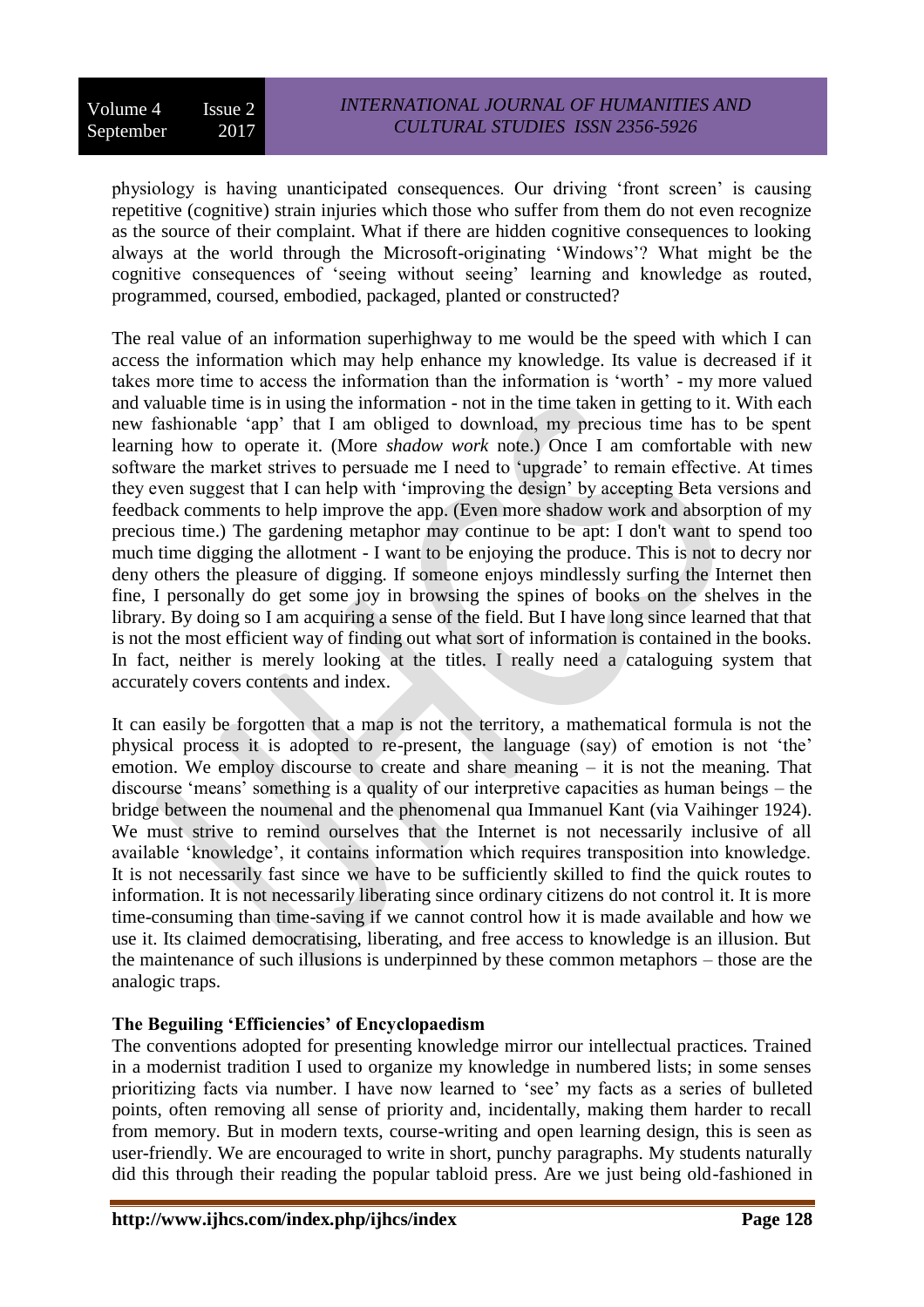physiology is having unanticipated consequences. Our driving 'front screen' is causing repetitive (cognitive) strain injuries which those who suffer from them do not even recognize as the source of their complaint. What if there are hidden cognitive consequences to looking always at the world through the Microsoft-originating 'Windows'? What might be the cognitive consequences of 'seeing without seeing' learning and knowledge as routed, programmed, coursed, embodied, packaged, planted or constructed?

The real value of an information superhighway to me would be the speed with which I can access the information which may help enhance my knowledge. Its value is decreased if it takes more time to access the information than the information is 'worth' - my more valued and valuable time is in using the information - not in the time taken in getting to it. With each new fashionable 'app' that I am obliged to download, my precious time has to be spent learning how to operate it. (More *shadow work* note.) Once I am comfortable with new software the market strives to persuade me I need to 'upgrade' to remain effective. At times they even suggest that I can help with 'improving the design' by accepting Beta versions and feedback comments to help improve the app. (Even more shadow work and absorption of my precious time.) The gardening metaphor may continue to be apt: I don't want to spend too much time digging the allotment - I want to be enjoying the produce. This is not to decry nor deny others the pleasure of digging. If someone enjoys mindlessly surfing the Internet then fine, I personally do get some joy in browsing the spines of books on the shelves in the library. By doing so I am acquiring a sense of the field. But I have long since learned that that is not the most efficient way of finding out what sort of information is contained in the books. In fact, neither is merely looking at the titles. I really need a cataloguing system that accurately covers contents and index.

It can easily be forgotten that a map is not the territory, a mathematical formula is not the physical process it is adopted to re-present, the language (say) of emotion is not 'the' emotion. We employ discourse to create and share meaning – it is not the meaning. That discourse 'means' something is a quality of our interpretive capacities as human beings – the bridge between the noumenal and the phenomenal qua Immanuel Kant (via Vaihinger 1924). We must strive to remind ourselves that the Internet is not necessarily inclusive of all available 'knowledge', it contains information which requires transposition into knowledge. It is not necessarily fast since we have to be sufficiently skilled to find the quick routes to information. It is not necessarily liberating since ordinary citizens do not control it. It is more time-consuming than time-saving if we cannot control how it is made available and how we use it. Its claimed democratising, liberating, and free access to knowledge is an illusion. But the maintenance of such illusions is underpinned by these common metaphors – those are the analogic traps.

**The Beguiling 'Efficiencies' of Encyclopaedism**

The conventions adopted for presenting knowledge mirror our intellectual practices. Trained in a modernist tradition I used to organize my knowledge in numbered lists; in some senses prioritizing facts via number. I have now learned to 'see' my facts as a series of bulleted points, often removing all sense of priority and, incidentally, making them harder to recall from memory. But in modern texts, course-writing and open learning design, this is seen as user-friendly. We are encouraged to write in short, punchy paragraphs. My students naturally did this through their reading the popular tabloid press. Are we just being old-fashioned in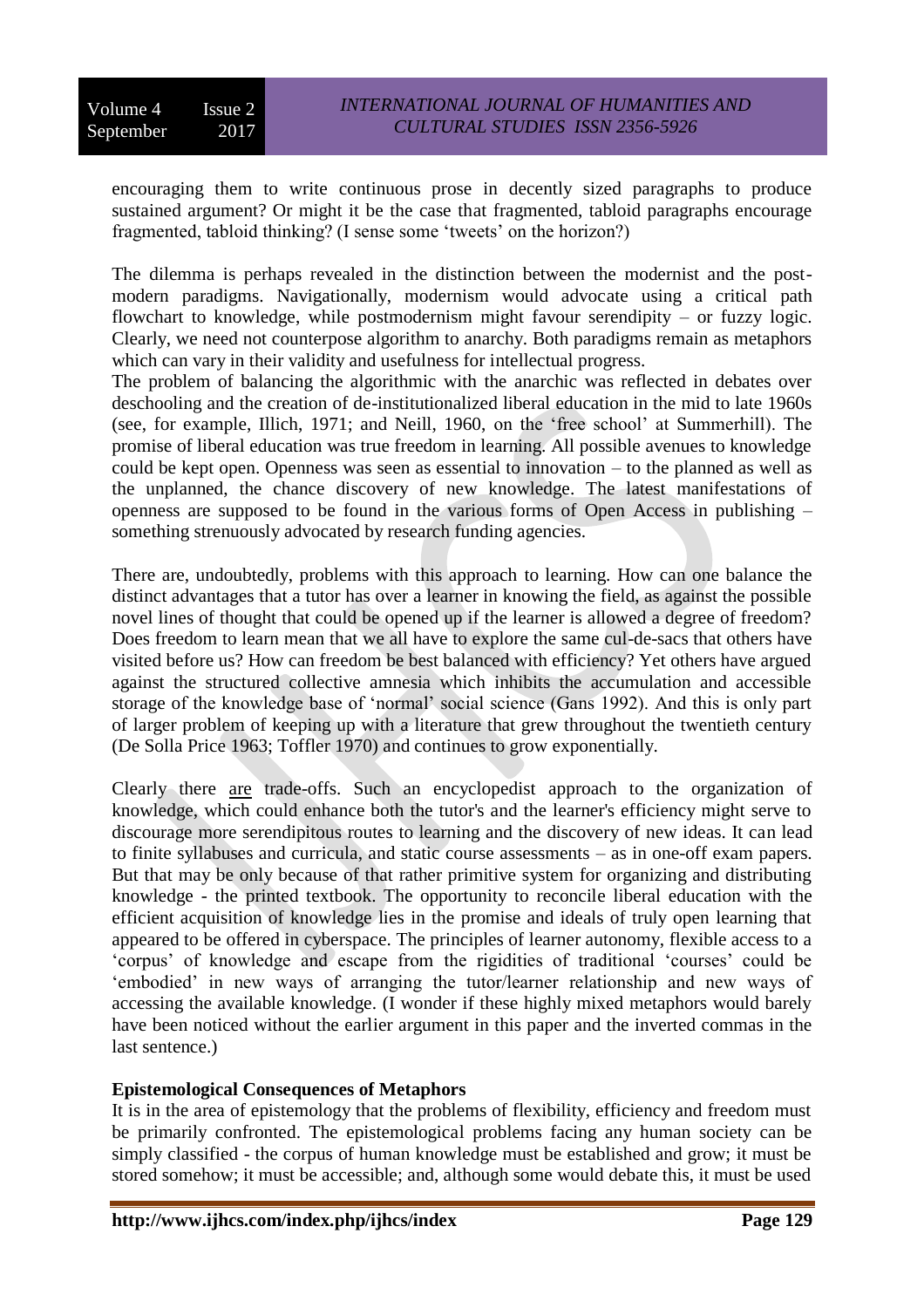encouraging them to write continuous prose in decently sized paragraphs to produce sustained argument? Or might it be the case that fragmented, tabloid paragraphs encourage fragmented, tabloid thinking? (I sense some 'tweets' on the horizon?)

The dilemma is perhaps revealed in the distinction between the modernist and the post-modern paradigms. Navigationally, modernism would advocate using a critical path flowchart to knowledge, while postmodernism might favour serendipity – or fuzzy logic. Clearly, we need not counterpose algorithm to anarchy. Both paradigms remain as metaphors which can vary in their validity and usefulness for intellectual progress.

The problem of balancing the algorithmic with the anarchic was reflected in debates over deschooling and the creation of de-institutionalized liberal education in the mid to late 1960s (see, for example, Illich, 1971; and Neill, 1960, on the 'free school' at Summerhill). The promise of liberal education was true freedom in learning. All possible avenues to knowledge could be kept open. Openness was seen as essential to innovation – to the planned as well as the unplanned, the chance discovery of new knowledge. The latest manifestations of openness are supposed to be found in the various forms of Open Access in publishing – something strenuously advocated by research funding agencies.

There are, undoubtedly, problems with this approach to learning. How can one balance the distinct advantages that a tutor has over a learner in knowing the field, as against the possible novel lines of thought that could be opened up if the learner is allowed a degree of freedom? Does freedom to learn mean that we all have to explore the same cul-de-sacs that others have visited before us? How can freedom be best balanced with efficiency? Yet others have argued against the structured collective amnesia which inhibits the accumulation and accessible storage of the knowledge base of 'normal' social science (Gans 1992). And this is only part of larger problem of keeping up with a literature that grew throughout the twentieth century (De Solla Price 1963; Toffler 1970) and continues to grow exponentially.

Clearly there <u>are</u> trade-offs. Such an encyclopedist approach to the organization of knowledge, which could enhance both the tutor's and the learner's efficiency might serve to discourage more serendipitous routes to learning and the discovery of new ideas. It can lead to finite syllabuses and curricula, and static course assessments – as in one-off exam papers. But that may be only because of that rather primitive system for organizing and distributing knowledge - the printed textbook. The opportunity to reconcile liberal education with the efficient acquisition of knowledge lies in the promise and ideals of truly open learning that appeared to be offered in cyberspace. The principles of learner autonomy, flexible access to a 'corpus' of knowledge and escape from the rigidities of traditional 'courses' could be 'embodied' in new ways of arranging the tutor/learner relationship and new ways of accessing the available knowledge. (I wonder if these highly mixed metaphors would barely have been noticed without the earlier argument in this paper and the inverted commas in the last sentence.)

**Epistemological Consequences of Metaphors**

It is in the area of epistemology that the problems of flexibility, efficiency and freedom must be primarily confronted. The epistemological problems facing any human society can be simply classified - the corpus of human knowledge must be established and grow; it must be stored somehow; it must be accessible; and, although some would debate this, it must be used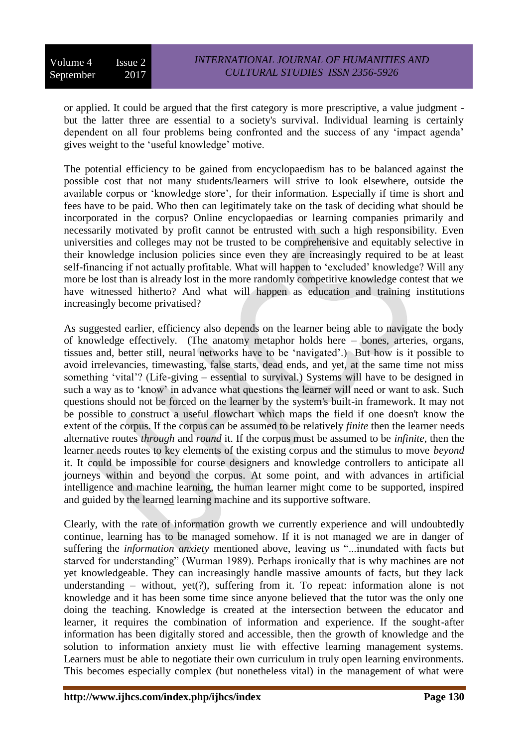or applied. It could be argued that the first category is more prescriptive, a value judgment - but the latter three are essential to a society's survival. Individual learning is certainly dependent on all four problems being confronted and the success of any 'impact agenda' gives weight to the 'useful knowledge' motive.

The potential efficiency to be gained from encyclopaedism has to be balanced against the possible cost that not many students/learners will strive to look elsewhere, outside the available corpus or 'knowledge store', for their information. Especially if time is short and fees have to be paid. Who then can legitimately take on the task of deciding what should be incorporated in the corpus? Online encyclopaedias or learning companies primarily and necessarily motivated by profit cannot be entrusted with such a high responsibility. Even universities and colleges may not be trusted to be comprehensive and equitably selective in their knowledge inclusion policies since even they are increasingly required to be at least self-financing if not actually profitable. What will happen to 'excluded' knowledge? Will any more be lost than is already lost in the more randomly competitive knowledge contest that we have witnessed hitherto? And what will happen as education and training institutions increasingly become privatised?

As suggested earlier, efficiency also depends on the learner being able to navigate the body of knowledge effectively. (The anatomy metaphor holds here – bones, arteries, organs, tissues and, better still, neural networks have to be 'navigated'.) But how is it possible to avoid irrelevancies, timewasting, false starts, dead ends, and yet, at the same time not miss something 'vital'? (Life-giving – essential to survival.) Systems will have to be designed in such a way as to 'know' in advance what questions the learner will need or want to ask. Such questions should not be forced on the learner by the system's built-in framework. It may not be possible to construct a useful flowchart which maps the field if one doesn't know the extent of the corpus. If the corpus can be assumed to be relatively *finite* then the learner needs alternative routes *through* and *round* it. If the corpus must be assumed to be *infinite*, then the learner needs routes to key elements of the existing corpus and the stimulus to move *beyond* it. It could be impossible for course designers and knowledge controllers to anticipate all journeys within and beyond the corpus. At some point, and with advances in artificial intelligence and machine learning, the human learner might come to be supported, inspired and guided by the learned learning machine and its supportive software.

Clearly, with the rate of information growth we currently experience and will undoubtedly continue, learning has to be managed somehow. If it is not managed we are in danger of suffering the *information anxiety* mentioned above, leaving us "...inundated with facts but starved for understanding" (Wurman 1989). Perhaps ironically that is why machines are not yet knowledgeable. They can increasingly handle massive amounts of facts, but they lack understanding – without, yet(?), suffering from it. To repeat: information alone is not knowledge and it has been some time since anyone believed that the tutor was the only one doing the teaching. Knowledge is created at the intersection between the educator and learner, it requires the combination of information and experience. If the sought-after information has been digitally stored and accessible, then the growth of knowledge and the solution to information anxiety must lie with effective learning management systems. Learners must be able to negotiate their own curriculum in truly open learning environments. This becomes especially complex (but nonetheless vital) in the management of what were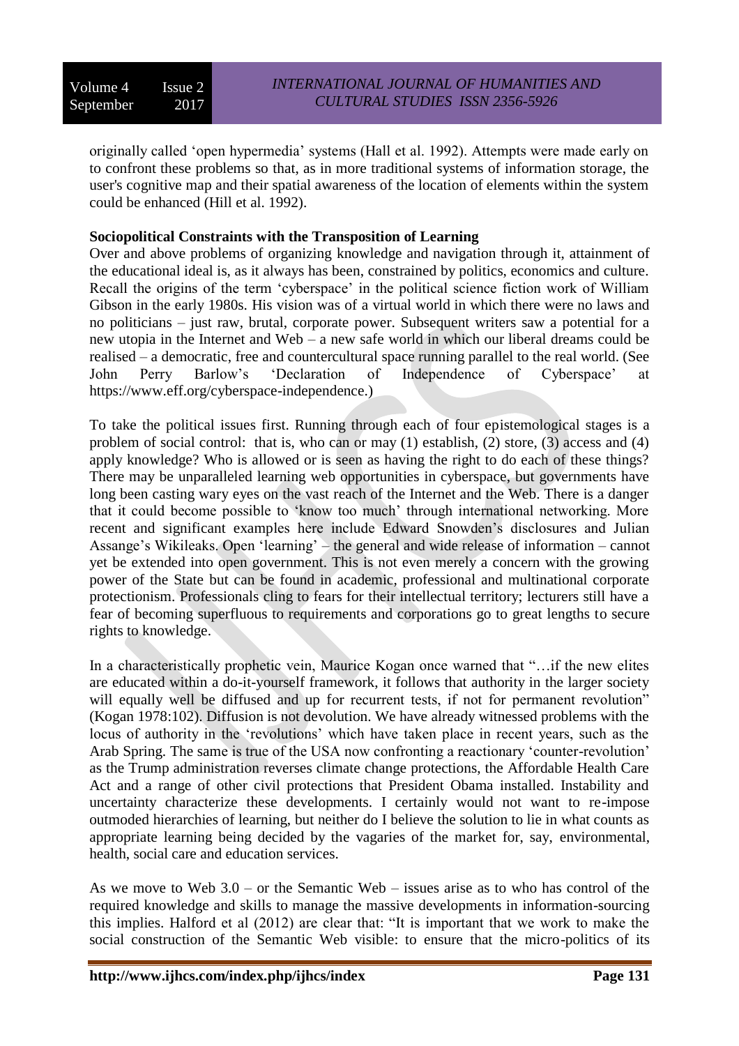originally called 'open hypermedia' systems (Hall et al. 1992). Attempts were made early on to confront these problems so that, as in more traditional systems of information storage, the user's cognitive map and their spatial awareness of the location of elements within the system could be enhanced (Hill et al. 1992).

**Sociopolitical Constraints with the Transposition of Learning**

Over and above problems of organizing knowledge and navigation through it, attainment of the educational ideal is, as it always has been, constrained by politics, economics and culture. Recall the origins of the term 'cyberspace' in the political science fiction work of William Gibson in the early 1980s. His vision was of a virtual world in which there were no laws and no politicians – just raw, brutal, corporate power. Subsequent writers saw a potential for a new utopia in the Internet and Web – a new safe world in which our liberal dreams could be realised – a democratic, free and countercultural space running parallel to the real world. (See John Perry Barlow's 'Declaration of Independence of Cyberspace' at https://www.eff.org/cyberspace-independence.)

To take the political issues first. Running through each of four epistemological stages is a problem of social control: that is, who can or may (1) establish, (2) store, (3) access and (4) apply knowledge? Who is allowed or is seen as having the right to do each of these things? There may be unparalleled learning web opportunities in cyberspace, but governments have long been casting wary eyes on the vast reach of the Internet and the Web. There is a danger that it could become possible to 'know too much' through international networking. More recent and significant examples here include Edward Snowden's disclosures and Julian Assange's Wikileaks. Open 'learning' – the general and wide release of information – cannot yet be extended into open government. This is not even merely a concern with the growing power of the State but can be found in academic, professional and multinational corporate protectionism. Professionals cling to fears for their intellectual territory; lecturers still have a fear of becoming superfluous to requirements and corporations go to great lengths to secure rights to knowledge.

In a characteristically prophetic vein, Maurice Kogan once warned that "…if the new elites are educated within a do-it-yourself framework, it follows that authority in the larger society will equally well be diffused and up for recurrent tests, if not for permanent revolution" (Kogan 1978:102). Diffusion is not devolution. We have already witnessed problems with the locus of authority in the 'revolutions' which have taken place in recent years, such as the Arab Spring. The same is true of the USA now confronting a reactionary 'counter-revolution' as the Trump administration reverses climate change protections, the Affordable Health Care Act and a range of other civil protections that President Obama installed. Instability and uncertainty characterize these developments. I certainly would not want to re-impose outmoded hierarchies of learning, but neither do I believe the solution to lie in what counts as appropriate learning being decided by the vagaries of the market for, say, environmental, health, social care and education services.

As we move to Web 3.0 – or the Semantic Web – issues arise as to who has control of the required knowledge and skills to manage the massive developments in information-sourcing this implies. Halford et al (2012) are clear that: "It is important that we work to make the social construction of the Semantic Web visible: to ensure that the micro-politics of its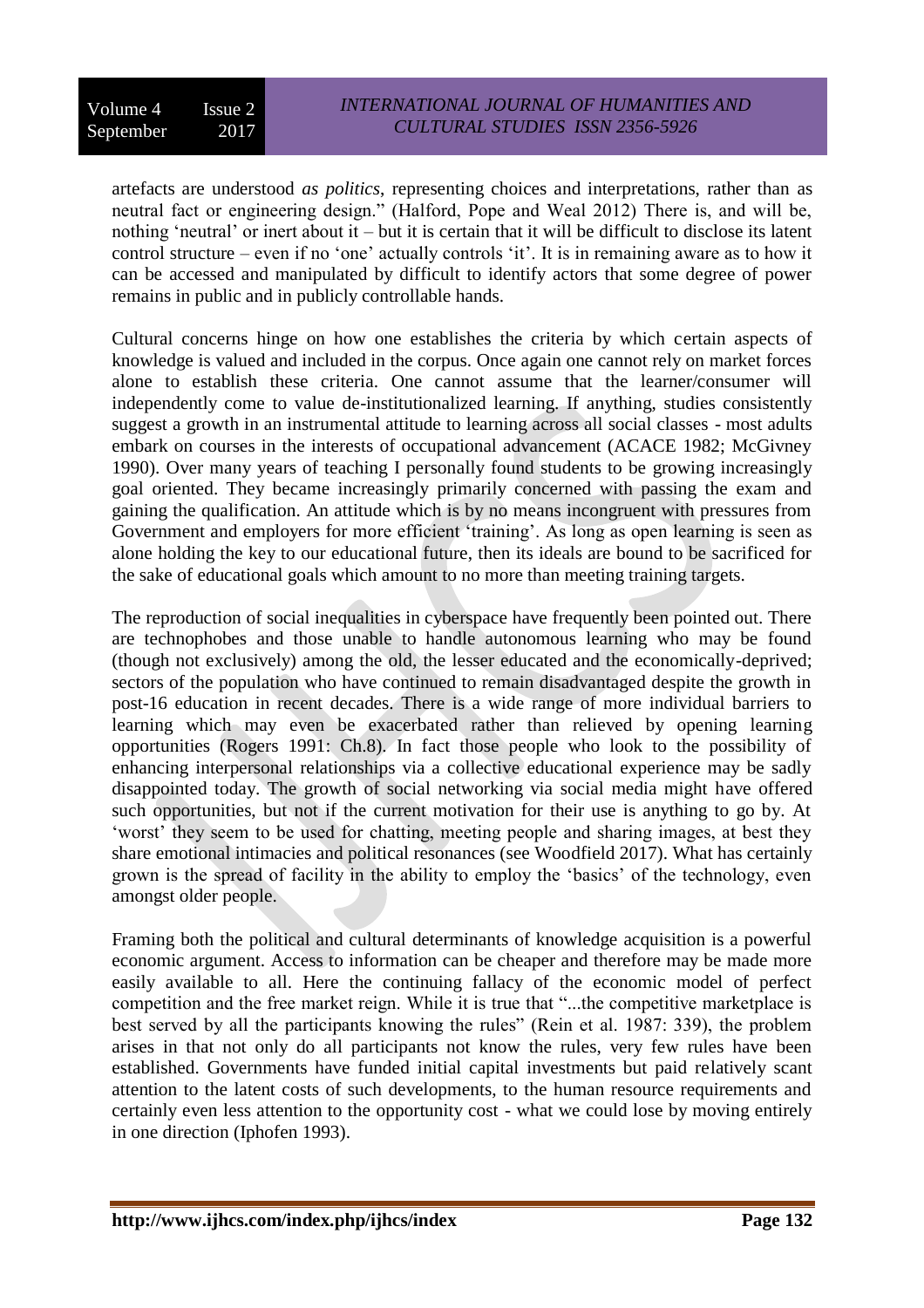artefacts are understood *as politics*, representing choices and interpretations, rather than as neutral fact or engineering design." (Halford, Pope and Weal 2012) There is, and will be, nothing 'neutral' or inert about it – but it is certain that it will be difficult to disclose its latent control structure – even if no 'one' actually controls 'it'. It is in remaining aware as to how it can be accessed and manipulated by difficult to identify actors that some degree of power remains in public and in publicly controllable hands.

Cultural concerns hinge on how one establishes the criteria by which certain aspects of knowledge is valued and included in the corpus. Once again one cannot rely on market forces alone to establish these criteria. One cannot assume that the learner/consumer will independently come to value de-institutionalized learning. If anything, studies consistently suggest a growth in an instrumental attitude to learning across all social classes - most adults embark on courses in the interests of occupational advancement (ACACE 1982; McGivney 1990). Over many years of teaching I personally found students to be growing increasingly goal oriented. They became increasingly primarily concerned with passing the exam and gaining the qualification. An attitude which is by no means incongruent with pressures from Government and employers for more efficient 'training'. As long as open learning is seen as alone holding the key to our educational future, then its ideals are bound to be sacrificed for the sake of educational goals which amount to no more than meeting training targets.

The reproduction of social inequalities in cyberspace have frequently been pointed out. There are technophobes and those unable to handle autonomous learning who may be found (though not exclusively) among the old, the lesser educated and the economically-deprived; sectors of the population who have continued to remain disadvantaged despite the growth in post-16 education in recent decades. There is a wide range of more individual barriers to learning which may even be exacerbated rather than relieved by opening learning opportunities (Rogers 1991: Ch.8). In fact those people who look to the possibility of enhancing interpersonal relationships via a collective educational experience may be sadly disappointed today. The growth of social networking via social media might have offered such opportunities, but not if the current motivation for their use is anything to go by. At 'worst' they seem to be used for chatting, meeting people and sharing images, at best they share emotional intimacies and political resonances (see Woodfield 2017). What has certainly grown is the spread of facility in the ability to employ the 'basics' of the technology, even amongst older people.

Framing both the political and cultural determinants of knowledge acquisition is a powerful economic argument. Access to information can be cheaper and therefore may be made more easily available to all. Here the continuing fallacy of the economic model of perfect competition and the free market reign. While it is true that "...the competitive marketplace is best served by all the participants knowing the rules" (Rein et al. 1987: 339), the problem arises in that not only do all participants not know the rules, very few rules have been established. Governments have funded initial capital investments but paid relatively scant attention to the latent costs of such developments, to the human resource requirements and certainly even less attention to the opportunity cost - what we could lose by moving entirely in one direction (Iphofen 1993).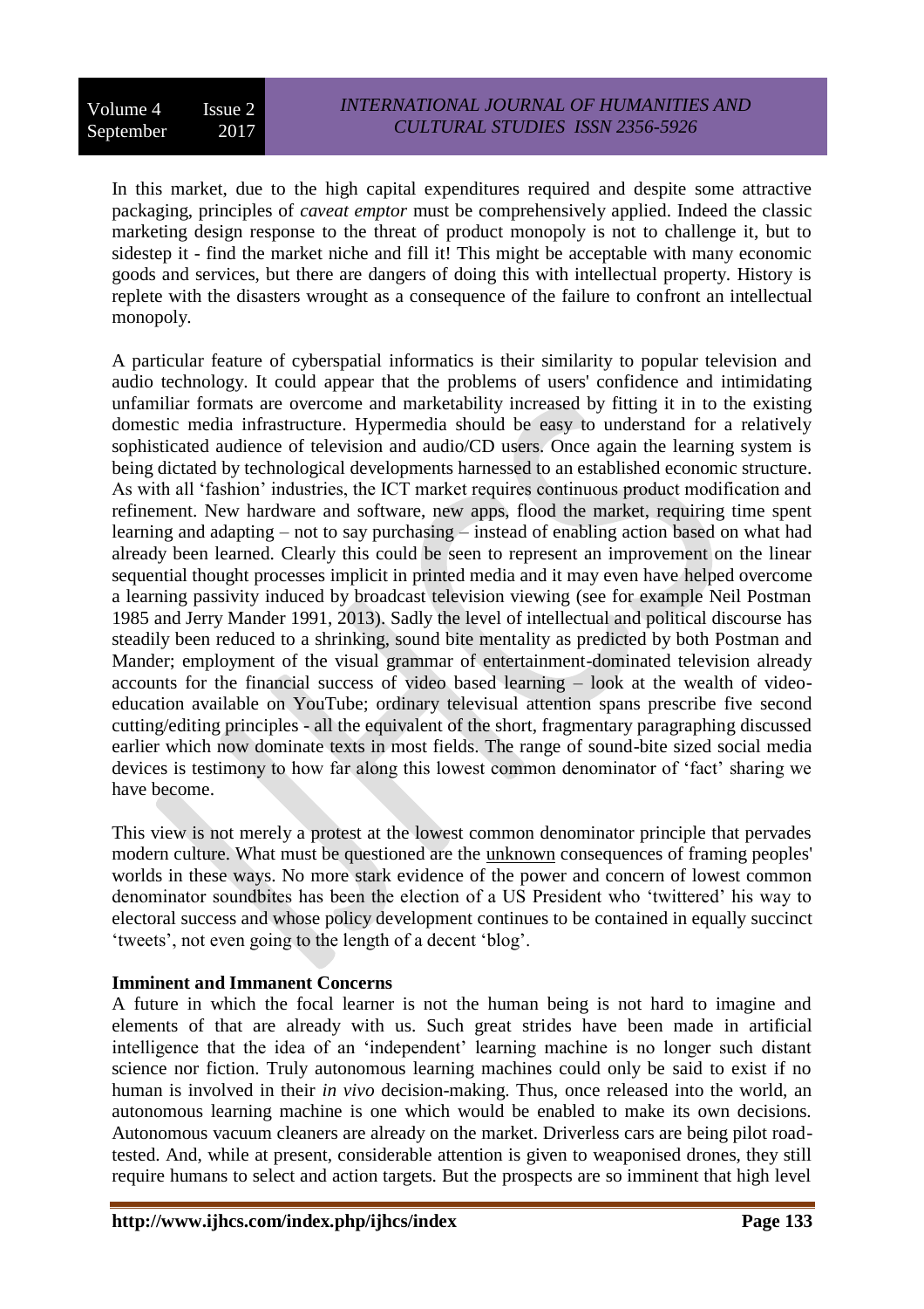In this market, due to the high capital expenditures required and despite some attractive packaging, principles of *caveat emptor* must be comprehensively applied. Indeed the classic marketing design response to the threat of product monopoly is not to challenge it, but to sidestep it - find the market niche and fill it! This might be acceptable with many economic goods and services, but there are dangers of doing this with intellectual property. History is replete with the disasters wrought as a consequence of the failure to confront an intellectual monopoly.

A particular feature of cyberspatial informatics is their similarity to popular television and audio technology. It could appear that the problems of users' confidence and intimidating unfamiliar formats are overcome and marketability increased by fitting it in to the existing domestic media infrastructure. Hypermedia should be easy to understand for a relatively sophisticated audience of television and audio/CD users. Once again the learning system is being dictated by technological developments harnessed to an established economic structure. As with all 'fashion' industries, the ICT market requires continuous product modification and refinement. New hardware and software, new apps, flood the market, requiring time spent learning and adapting – not to say purchasing – instead of enabling action based on what had already been learned. Clearly this could be seen to represent an improvement on the linear sequential thought processes implicit in printed media and it may even have helped overcome a learning passivity induced by broadcast television viewing (see for example Neil Postman 1985 and Jerry Mander 1991, 2013). Sadly the level of intellectual and political discourse has steadily been reduced to a shrinking, sound bite mentality as predicted by both Postman and Mander; employment of the visual grammar of entertainment-dominated television already accounts for the financial success of video based learning – look at the wealth of video-education available on YouTube; ordinary televisual attention spans prescribe five second cutting/editing principles - all the equivalent of the short, fragmentary paragraphing discussed earlier which now dominate texts in most fields. The range of sound-bite sized social media devices is testimony to how far along this lowest common denominator of 'fact' sharing we have become.

This view is not merely a protest at the lowest common denominator principle that pervades modern culture. What must be questioned are the unknown consequences of framing peoples' worlds in these ways. No more stark evidence of the power and concern of lowest common denominator soundbites has been the election of a US President who 'twittered' his way to electoral success and whose policy development continues to be contained in equally succinct 'tweets', not even going to the length of a decent 'blog'.

**Imminent and Immanent Concerns**

A future in which the focal learner is not the human being is not hard to imagine and elements of that are already with us. Such great strides have been made in artificial intelligence that the idea of an 'independent' learning machine is no longer such distant science nor fiction. Truly autonomous learning machines could only be said to exist if no human is involved in their *in vivo* decision-making. Thus, once released into the world, an autonomous learning machine is one which would be enabled to make its own decisions. Autonomous vacuum cleaners are already on the market. Driverless cars are being pilot road-tested. And, while at present, considerable attention is given to weaponised drones, they still require humans to select and action targets. But the prospects are so imminent that high level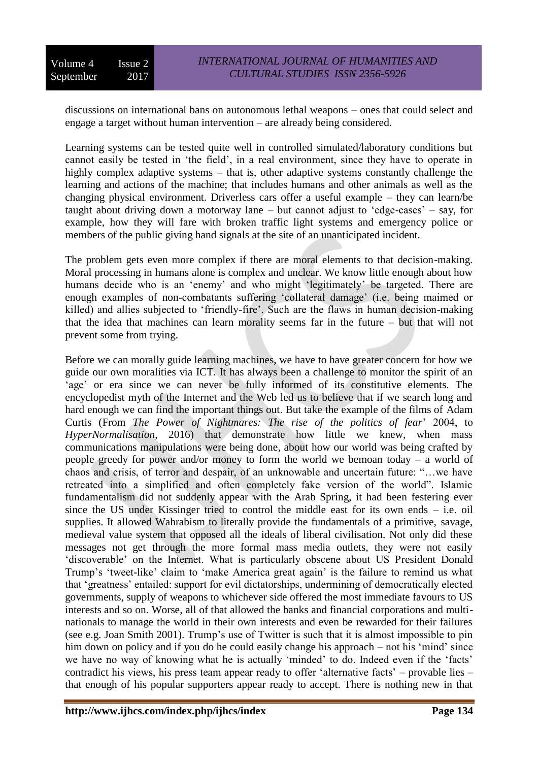discussions on international bans on autonomous lethal weapons – ones that could select and engage a target without human intervention – are already being considered.

Learning systems can be tested quite well in controlled simulated/laboratory conditions but cannot easily be tested in 'the field', in a real environment, since they have to operate in highly complex adaptive systems – that is, other adaptive systems constantly challenge the learning and actions of the machine; that includes humans and other animals as well as the changing physical environment. Driverless cars offer a useful example – they can learn/be taught about driving down a motorway lane – but cannot adjust to 'edge-cases' – say, for example, how they will fare with broken traffic light systems and emergency police or members of the public giving hand signals at the site of an unanticipated incident.

The problem gets even more complex if there are moral elements to that decision-making. Moral processing in humans alone is complex and unclear. We know little enough about how humans decide who is an 'enemy' and who might 'legitimately' be targeted. There are enough examples of non-combatants suffering 'collateral damage' (i.e. being maimed or killed) and allies subjected to 'friendly-fire'. Such are the flaws in human decision-making that the idea that machines can learn morality seems far in the future – but that will not prevent some from trying.

Before we can morally guide learning machines, we have to have greater concern for how we guide our own moralities via ICT. It has always been a challenge to monitor the spirit of an 'age' or era since we can never be fully informed of its constitutive elements. The encyclopedist myth of the Internet and the Web led us to believe that if we search long and hard enough we can find the important things out. But take the example of the films of Adam Curtis (From *The Power of Nightmares: The rise of the politics of fear*' 2004, to *HyperNormalisation*, 2016) that demonstrate how little we knew, when mass communications manipulations were being done, about how our world was being crafted by people greedy for power and/or money to form the world we bemoan today – a world of chaos and crisis, of terror and despair, of an unknowable and uncertain future: "…we have retreated into a simplified and often completely fake version of the world". Islamic fundamentalism did not suddenly appear with the Arab Spring, it had been festering ever since the US under Kissinger tried to control the middle east for its own ends – i.e. oil supplies. It allowed Wahrabism to literally provide the fundamentals of a primitive, savage, medieval value system that opposed all the ideals of liberal civilisation. Not only did these messages not get through the more formal mass media outlets, they were not easily 'discoverable' on the Internet. What is particularly obscene about US President Donald Trump's 'tweet-like' claim to 'make America great again' is the failure to remind us what that 'greatness' entailed: support for evil dictatorships, undermining of democratically elected governments, supply of weapons to whichever side offered the most immediate favours to US interests and so on. Worse, all of that allowed the banks and financial corporations and multi-nationals to manage the world in their own interests and even be rewarded for their failures (see e.g. Joan Smith 2001). Trump's use of Twitter is such that it is almost impossible to pin him down on policy and if you do he could easily change his approach – not his 'mind' since we have no way of knowing what he is actually 'minded' to do. Indeed even if the 'facts' contradict his views, his press team appear ready to offer 'alternative facts' – provable lies – that enough of his popular supporters appear ready to accept. There is nothing new in that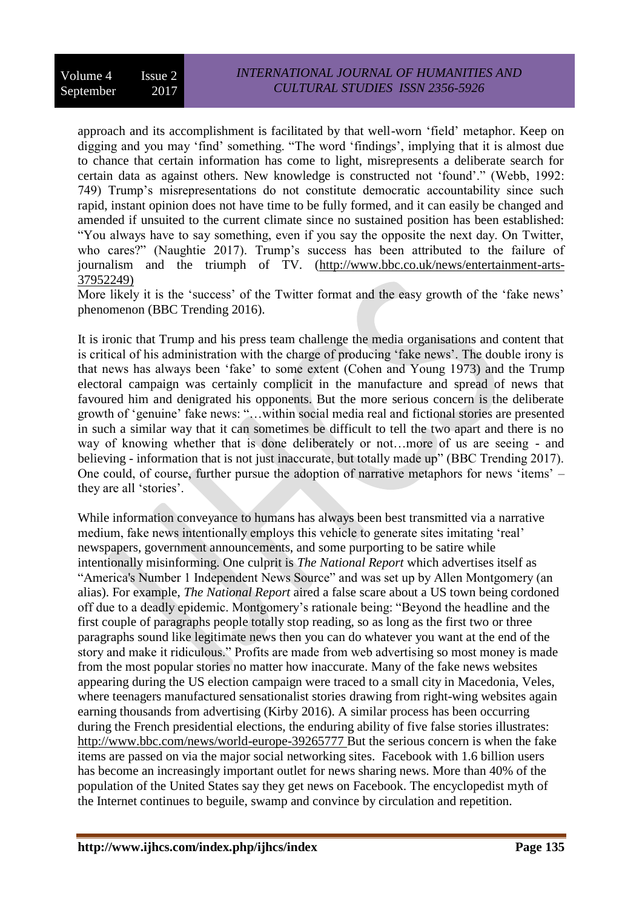approach and its accomplishment is facilitated by that well-worn 'field' metaphor. Keep on digging and you may 'find' something. "The word 'findings', implying that it is almost due to chance that certain information has come to light, misrepresents a deliberate search for certain data as against others. New knowledge is constructed not 'found'." (Webb, 1992: 749) Trump's misrepresentations do not constitute democratic accountability since such rapid, instant opinion does not have time to be fully formed, and it can easily be changed and amended if unsuited to the current climate since no sustained position has been established: "You always have to say something, even if you say the opposite the next day. On Twitter, who cares?" (Naughtie 2017). Trump's success has been attributed to the failure of journalism and the triumph of TV. (http://www.bbc.co.uk/news/entertainment-arts-37952249)
More likely it is the 'success' of the Twitter format and the easy growth of the 'fake news' phenomenon (BBC Trending 2016).

It is ironic that Trump and his press team challenge the media organisations and content that is critical of his administration with the charge of producing 'fake news'. The double irony is that news has always been 'fake' to some extent (Cohen and Young 1973) and the Trump electoral campaign was certainly complicit in the manufacture and spread of news that favoured him and denigrated his opponents. But the more serious concern is the deliberate growth of 'genuine' fake news: "…within social media real and fictional stories are presented in such a similar way that it can sometimes be difficult to tell the two apart and there is no way of knowing whether that is done deliberately or not…more of us are seeing - and believing - information that is not just inaccurate, but totally made up" (BBC Trending 2017). One could, of course, further pursue the adoption of narrative metaphors for news 'items' – they are all 'stories'.

While information conveyance to humans has always been best transmitted via a narrative medium, fake news intentionally employs this vehicle to generate sites imitating 'real' newspapers, government announcements, and some purporting to be satire while intentionally misinforming. One culprit is *The National Report* which advertises itself as "America's Number 1 Independent News Source" and was set up by Allen Montgomery (an alias). For example, *The National Report* aired a false scare about a US town being cordoned off due to a deadly epidemic. Montgomery's rationale being: "Beyond the headline and the first couple of paragraphs people totally stop reading, so as long as the first two or three paragraphs sound like legitimate news then you can do whatever you want at the end of the story and make it ridiculous." Profits are made from web advertising so most money is made from the most popular stories no matter how inaccurate. Many of the fake news websites appearing during the US election campaign were traced to a small city in Macedonia, Veles, where teenagers manufactured sensationalist stories drawing from right-wing websites again earning thousands from advertising (Kirby 2016). A similar process has been occurring during the French presidential elections, the enduring ability of five false stories illustrates: http://www.bbc.com/news/world-europe-39265777 But the serious concern is when the fake items are passed on via the major social networking sites. Facebook with 1.6 billion users has become an increasingly important outlet for news sharing news. More than 40% of the population of the United States say they get news on Facebook. The encyclopedist myth of the Internet continues to beguile, swamp and convince by circulation and repetition.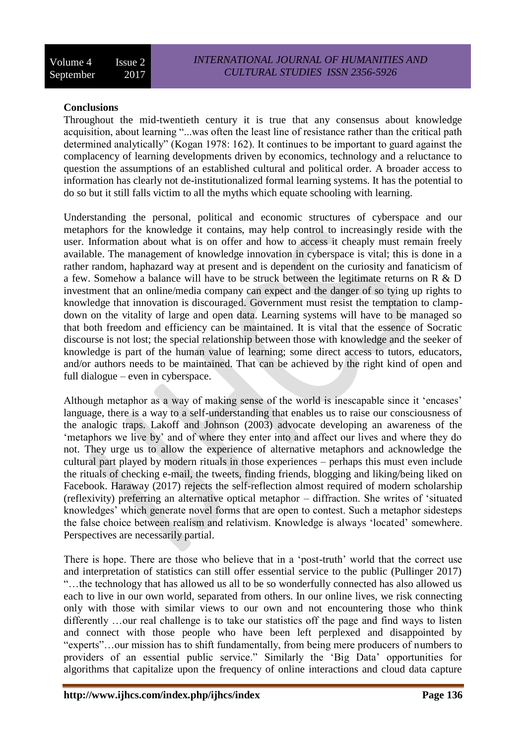**Conclusions**

Throughout the mid-twentieth century it is true that any consensus about knowledge acquisition, about learning "...was often the least line of resistance rather than the critical path determined analytically" (Kogan 1978: 162). It continues to be important to guard against the complacency of learning developments driven by economics, technology and a reluctance to question the assumptions of an established cultural and political order. A broader access to information has clearly not de-institutionalized formal learning systems. It has the potential to do so but it still falls victim to all the myths which equate schooling with learning.

Understanding the personal, political and economic structures of cyberspace and our metaphors for the knowledge it contains, may help control to increasingly reside with the user. Information about what is on offer and how to access it cheaply must remain freely available. The management of knowledge innovation in cyberspace is vital; this is done in a rather random, haphazard way at present and is dependent on the curiosity and fanaticism of a few. Somehow a balance will have to be struck between the legitimate returns on R & D investment that an online/media company can expect and the danger of so tying up rights to knowledge that innovation is discouraged. Government must resist the temptation to clamp-down on the vitality of large and open data. Learning systems will have to be managed so that both freedom and efficiency can be maintained. It is vital that the essence of Socratic discourse is not lost; the special relationship between those with knowledge and the seeker of knowledge is part of the human value of learning; some direct access to tutors, educators, and/or authors needs to be maintained. That can be achieved by the right kind of open and full dialogue – even in cyberspace.

Although metaphor as a way of making sense of the world is inescapable since it 'encases' language, there is a way to a self-understanding that enables us to raise our consciousness of the analogic traps. Lakoff and Johnson (2003) advocate developing an awareness of the 'metaphors we live by' and of where they enter into and affect our lives and where they do not. They urge us to allow the experience of alternative metaphors and acknowledge the cultural part played by modern rituals in those experiences – perhaps this must even include the rituals of checking e-mail, the tweets, finding friends, blogging and liking/being liked on Facebook. Haraway (2017) rejects the self-reflection almost required of modern scholarship (reflexivity) preferring an alternative optical metaphor – diffraction. She writes of 'situated knowledges' which generate novel forms that are open to contest. Such a metaphor sidesteps the false choice between realism and relativism. Knowledge is always 'located' somewhere. Perspectives are necessarily partial.

There is hope. There are those who believe that in a 'post-truth' world that the correct use and interpretation of statistics can still offer essential service to the public (Pullinger 2017) "…the technology that has allowed us all to be so wonderfully connected has also allowed us each to live in our own world, separated from others. In our online lives, we risk connecting only with those with similar views to our own and not encountering those who think differently …our real challenge is to take our statistics off the page and find ways to listen and connect with those people who have been left perplexed and disappointed by "experts"…our mission has to shift fundamentally, from being mere producers of numbers to providers of an essential public service." Similarly the 'Big Data' opportunities for algorithms that capitalize upon the frequency of online interactions and cloud data capture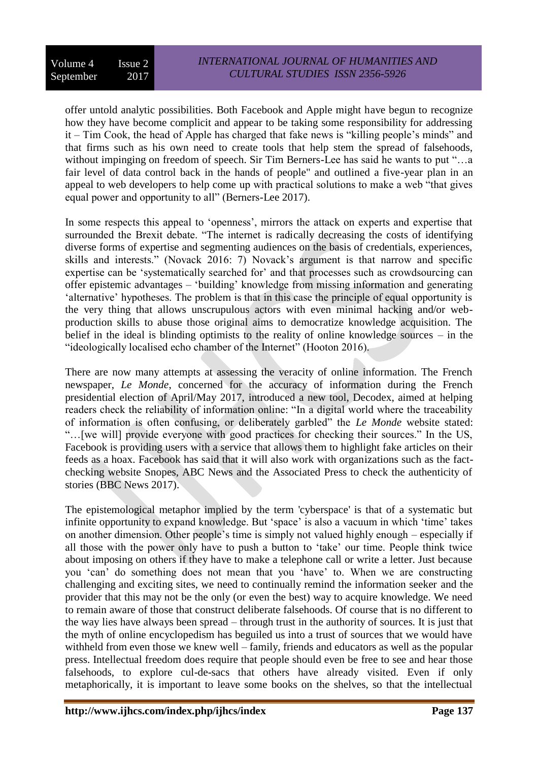offer untold analytic possibilities. Both Facebook and Apple might have begun to recognize how they have become complicit and appear to be taking some responsibility for addressing it – Tim Cook, the head of Apple has charged that fake news is "killing people's minds" and that firms such as his own need to create tools that help stem the spread of falsehoods, without impinging on freedom of speech. Sir Tim Berners-Lee has said he wants to put "…a fair level of data control back in the hands of people" and outlined a five-year plan in an appeal to web developers to help come up with practical solutions to make a web "that gives equal power and opportunity to all" (Berners-Lee 2017).

In some respects this appeal to 'openness', mirrors the attack on experts and expertise that surrounded the Brexit debate. "The internet is radically decreasing the costs of identifying diverse forms of expertise and segmenting audiences on the basis of credentials, experiences, skills and interests." (Novack 2016: 7) Novack's argument is that narrow and specific expertise can be 'systematically searched for' and that processes such as crowdsourcing can offer epistemic advantages – 'building' knowledge from missing information and generating 'alternative' hypotheses. The problem is that in this case the principle of equal opportunity is the very thing that allows unscrupulous actors with even minimal hacking and/or web-production skills to abuse those original aims to democratize knowledge acquisition. The belief in the ideal is blinding optimists to the reality of online knowledge sources – in the "ideologically localised echo chamber of the Internet" (Hooton 2016).

There are now many attempts at assessing the veracity of online information. The French newspaper, *Le Monde*, concerned for the accuracy of information during the French presidential election of April/May 2017, introduced a new tool, Decodex, aimed at helping readers check the reliability of information online: "In a digital world where the traceability of information is often confusing, or deliberately garbled" the *Le Monde* website stated: "…[we will] provide everyone with good practices for checking their sources." In the US, Facebook is providing users with a service that allows them to highlight fake articles on their feeds as a hoax. Facebook has said that it will also work with organizations such as the fact-checking website Snopes, ABC News and the Associated Press to check the authenticity of stories (BBC News 2017).

The epistemological metaphor implied by the term 'cyberspace' is that of a systematic but infinite opportunity to expand knowledge. But 'space' is also a vacuum in which 'time' takes on another dimension. Other people's time is simply not valued highly enough – especially if all those with the power only have to push a button to 'take' our time. People think twice about imposing on others if they have to make a telephone call or write a letter. Just because you 'can' do something does not mean that you 'have' to. When we are constructing challenging and exciting sites, we need to continually remind the information seeker and the provider that this may not be the only (or even the best) way to acquire knowledge. We need to remain aware of those that construct deliberate falsehoods. Of course that is no different to the way lies have always been spread – through trust in the authority of sources. It is just that the myth of online encyclopedism has beguiled us into a trust of sources that we would have withheld from even those we knew well – family, friends and educators as well as the popular press. Intellectual freedom does require that people should even be free to see and hear those falsehoods, to explore cul-de-sacs that others have already visited. Even if only metaphorically, it is important to leave some books on the shelves, so that the intellectual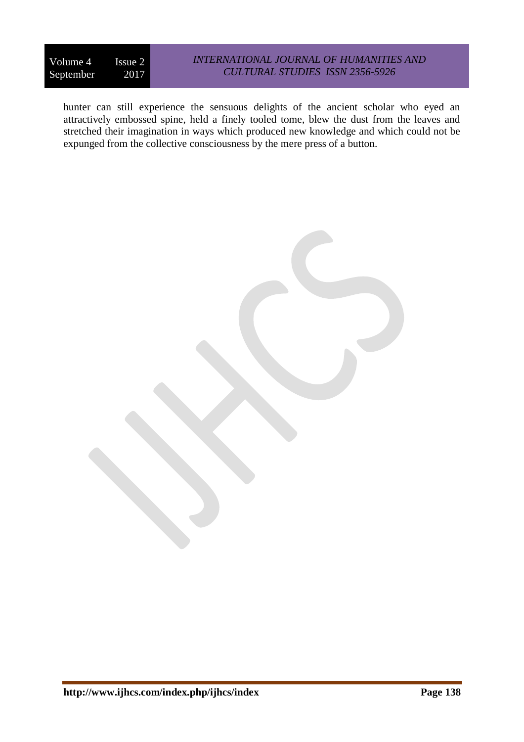hunter can still experience the sensuous delights of the ancient scholar who eyed an attractively embossed spine, held a finely tooled tome, blew the dust from the leaves and stretched their imagination in ways which produced new knowledge and which could not be expunged from the collective consciousness by the mere press of a button.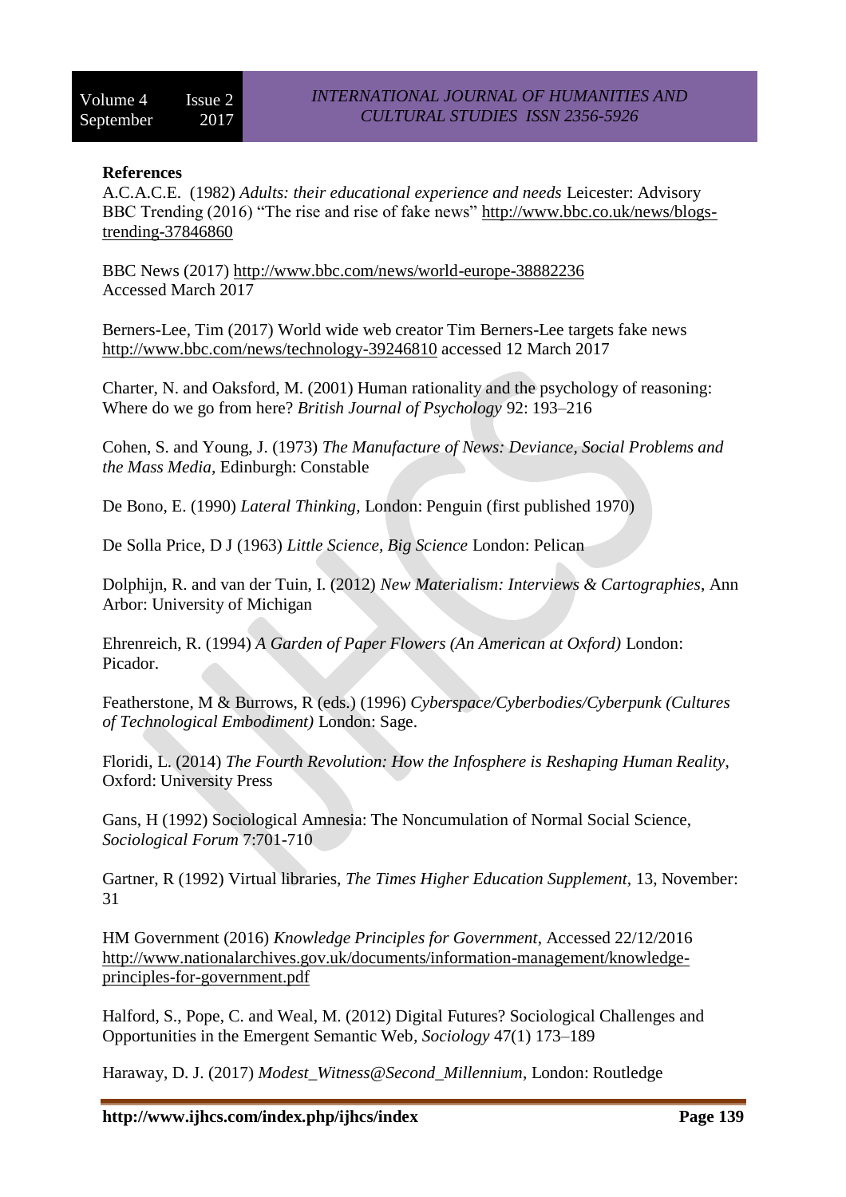**References**

A.C.A.C.E. (1982) *Adults: their educational experience and needs* Leicester: Advisory BBC Trending (2016) "The rise and rise of fake news" http://www.bbc.co.uk/news/blogs-trending-37846860

BBC News (2017) http://www.bbc.com/news/world-europe-38882236 Accessed March 2017

Berners-Lee, Tim (2017) World wide web creator Tim Berners-Lee targets fake news http://www.bbc.com/news/technology-39246810 accessed 12 March 2017

Charter, N. and Oaksford, M. (2001) Human rationality and the psychology of reasoning: Where do we go from here? *British Journal of Psychology* 92: 193–216

Cohen, S. and Young, J. (1973) *The Manufacture of News: Deviance, Social Problems and the Mass Media,* Edinburgh: Constable

De Bono, E. (1990) *Lateral Thinking*, London: Penguin (first published 1970)

De Solla Price, D J (1963) *Little Science, Big Science* London: Pelican

Dolphijn, R. and van der Tuin, I. (2012) *New Materialism: Interviews & Cartographies*, Ann Arbor: University of Michigan

Ehrenreich, R. (1994) *A Garden of Paper Flowers (An American at Oxford)* London: Picador.

Featherstone, M & Burrows, R (eds.) (1996) *Cyberspace/Cyberbodies/Cyberpunk (Cultures of Technological Embodiment)* London: Sage.

Floridi, L. (2014) *The Fourth Revolution: How the Infosphere is Reshaping Human Reality*, Oxford: University Press

Gans, H (1992) Sociological Amnesia: The Noncumulation of Normal Social Science, *Sociological Forum* 7:701-710

Gartner, R (1992) Virtual libraries, *The Times Higher Education Supplement*, 13, November: 31

HM Government (2016) *Knowledge Principles for Government*, Accessed 22/12/2016 http://www.nationalarchives.gov.uk/documents/information-management/knowledge-principles-for-government.pdf

Halford, S., Pope, C. and Weal, M. (2012) Digital Futures? Sociological Challenges and Opportunities in the Emergent Semantic Web, *Sociology* 47(1) 173–189

Haraway, D. J. (2017) *Modest_Witness@Second_Millennium*, London: Routledge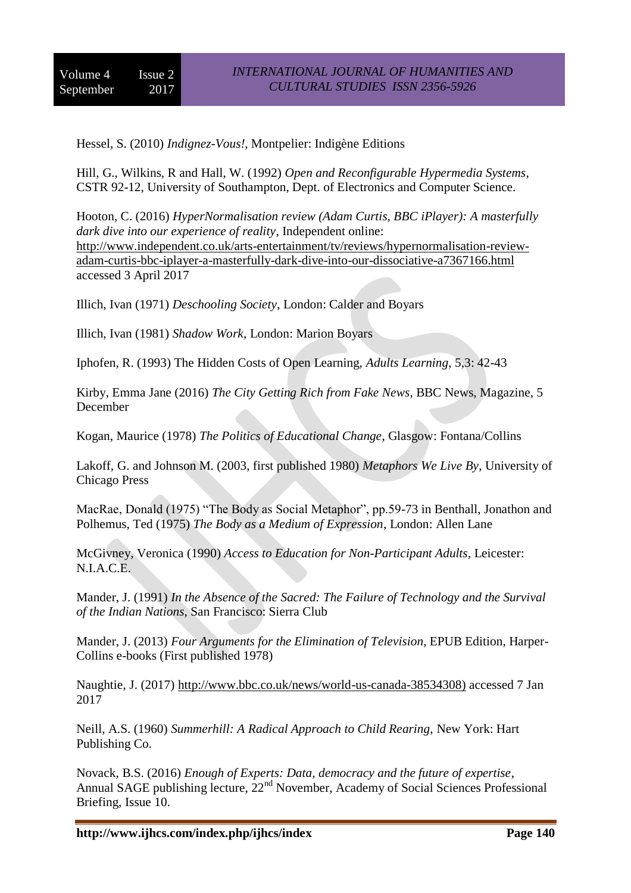Hessel, S. (2010) *Indignez-Vous!*, Montpelier: Indigène Editions

Hill, G., Wilkins, R and Hall, W. (1992) *Open and Reconfigurable Hypermedia Systems*, CSTR 92-12, University of Southampton, Dept. of Electronics and Computer Science.

Hooton, C. (2016) *HyperNormalisation review (Adam Curtis, BBC iPlayer): A masterfully dark dive into our experience of reality*, Independent online: http://www.independent.co.uk/arts-entertainment/tv/reviews/hypernormalisation-review-adam-curtis-bbc-iplayer-a-masterfully-dark-dive-into-our-dissociative-a7367166.html accessed 3 April 2017

Illich, Ivan (1971) *Deschooling Society*, London: Calder and Boyars

Illich, Ivan (1981) *Shadow Work*, London: Marion Boyars

Iphofen, R. (1993) The Hidden Costs of Open Learning, *Adults Learning*, 5,3: 42-43

Kirby, Emma Jane (2016) *The City Getting Rich from Fake News*, BBC News, Magazine, 5 December

Kogan, Maurice (1978) *The Politics of Educational Change*, Glasgow: Fontana/Collins

Lakoff, G. and Johnson M. (2003, first published 1980) *Metaphors We Live By*, University of Chicago Press

MacRae, Donald (1975) "The Body as Social Metaphor", pp.59-73 in Benthall, Jonathon and Polhemus, Ted (1975) *The Body as a Medium of Expression*, London: Allen Lane

McGivney, Veronica (1990) *Access to Education for Non-Participant Adults*, Leicester: N.I.A.C.E.

Mander, J. (1991) *In the Absence of the Sacred: The Failure of Technology and the Survival of the Indian Nations*, San Francisco: Sierra Club

Mander, J. (2013) *Four Arguments for the Elimination of Television*, EPUB Edition, Harper-Collins e-books (First published 1978)

Naughtie, J. (2017) http://www.bbc.co.uk/news/world-us-canada-38534308) accessed 7 Jan 2017

Neill, A.S. (1960) *Summerhill: A Radical Approach to Child Rearing*, New York: Hart Publishing Co.

Novack, B.S. (2016) *Enough of Experts: Data, democracy and the future of expertise*, Annual SAGE publishing lecture, 22nd November, Academy of Social Sciences Professional Briefing, Issue 10.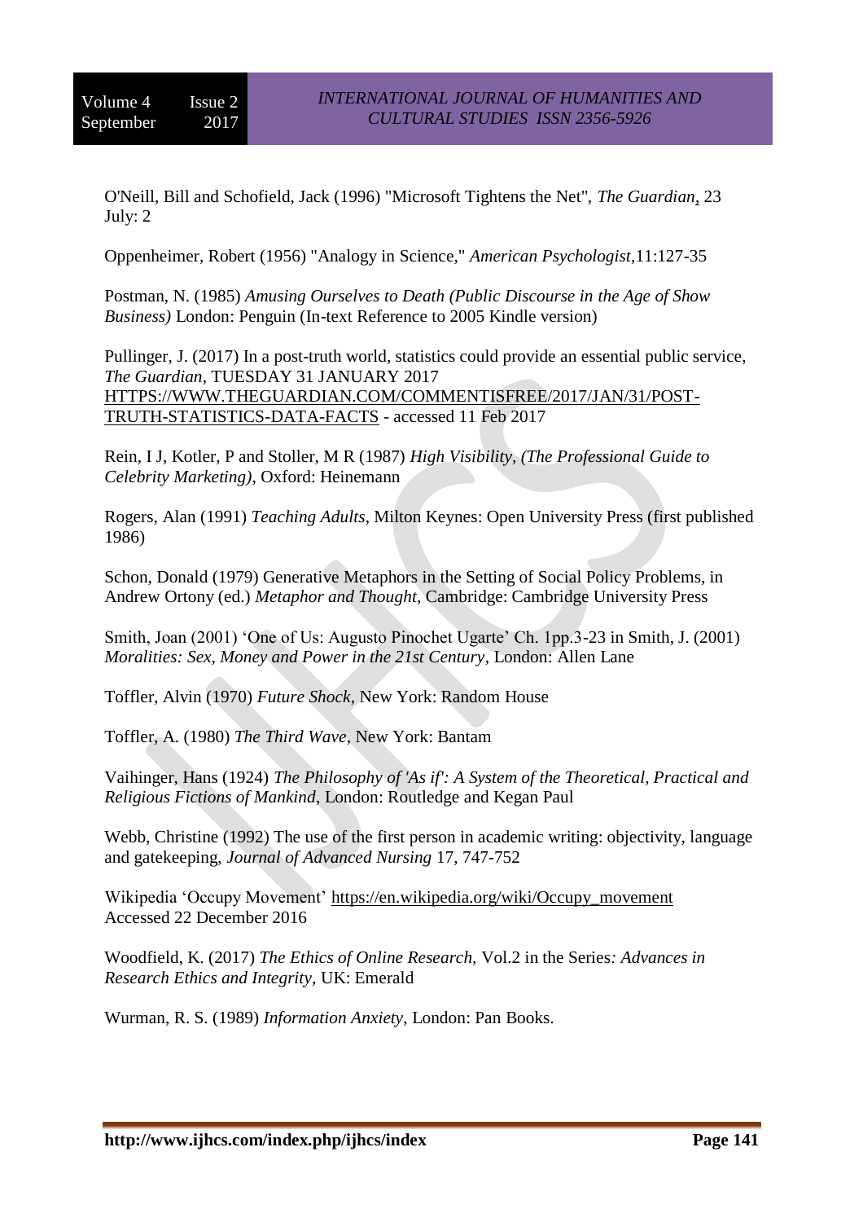O'Neill, Bill and Schofield, Jack (1996) "Microsoft Tightens the Net", *The Guardian*, 23 July: 2

Oppenheimer, Robert (1956) "Analogy in Science," *American Psychologist*,11:127-35

Postman, N. (1985) *Amusing Ourselves to Death (Public Discourse in the Age of Show Business)* London: Penguin (In-text Reference to 2005 Kindle version)

Pullinger, J. (2017) In a post-truth world, statistics could provide an essential public service, *The Guardian*, TUESDAY 31 JANUARY 2017 HTTPS://WWW.THEGUARDIAN.COM/COMMENTISFREE/2017/JAN/31/POST-TRUTH-STATISTICS-DATA-FACTS - accessed 11 Feb 2017

Rein, I J, Kotler, P and Stoller, M R (1987) *High Visibility, (The Professional Guide to Celebrity Marketing)*, Oxford: Heinemann

Rogers, Alan (1991) *Teaching Adults*, Milton Keynes: Open University Press (first published 1986)

Schon, Donald (1979) Generative Metaphors in the Setting of Social Policy Problems, in Andrew Ortony (ed.) *Metaphor and Thought*, Cambridge: Cambridge University Press

Smith, Joan (2001) 'One of Us: Augusto Pinochet Ugarte' Ch. 1pp.3-23 in Smith, J. (2001) *Moralities: Sex, Money and Power in the 21st Century*, London: Allen Lane

Toffler, Alvin (1970) *Future Shock*, New York: Random House

Toffler, A. (1980) *The Third Wave*, New York: Bantam

Vaihinger, Hans (1924) *The Philosophy of 'As if': A System of the Theoretical, Practical and Religious Fictions of Mankind*, London: Routledge and Kegan Paul

Webb, Christine (1992) The use of the first person in academic writing: objectivity, language and gatekeeping, *Journal of Advanced Nursing* 17, 747-752

Wikipedia 'Occupy Movement' https://en.wikipedia.org/wiki/Occupy_movement Accessed 22 December 2016

Woodfield, K. (2017) *The Ethics of Online Research,* Vol.2 in the Series*: Advances in Research Ethics and Integrity,* UK: Emerald

Wurman, R. S. (1989) *Information Anxiety*, London: Pan Books.